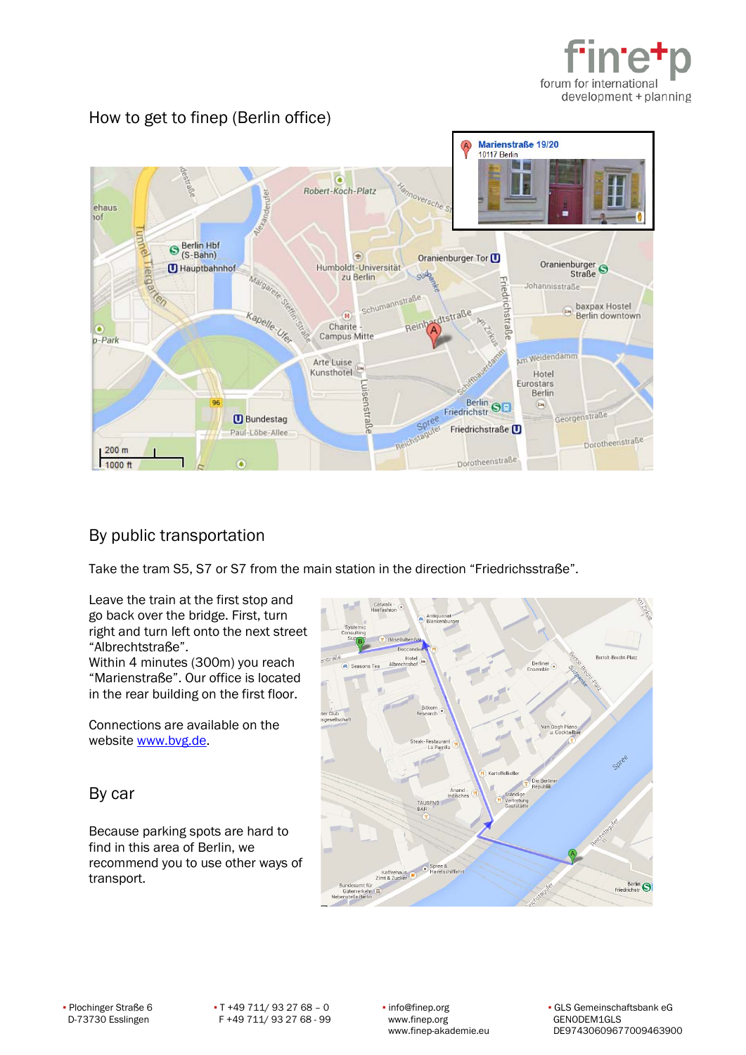# How to get to finep (Berlin office)

## By public transportation

Take the tram S5, S7 or S7 from the main station in the direction "Friedrichsstraße".

Leave the train at the first stop and go back over the bridge. First, turn right and turn left onto the next street "Albrechtstraße".
Within 4 minutes (300m) you reach "Marienstraße". Our office is located in the rear building on the first floor.

Connections are available on the website www.bvg.de.

## By car

Because parking spots are hard to find in this area of Berlin, we recommend you to use other ways of transport.

▪ Plochinger Straße 6
D-73730 Esslingen

▪ T +49 711/ 93 27 68 – 0
F +49 711/ 93 27 68 - 99

▪ info@finep.org
www.finep.org
www.finep-akademie.eu

▪ GLS Gemeinschaftsbank eG
GENODEM1GLS
DE97430609677009463900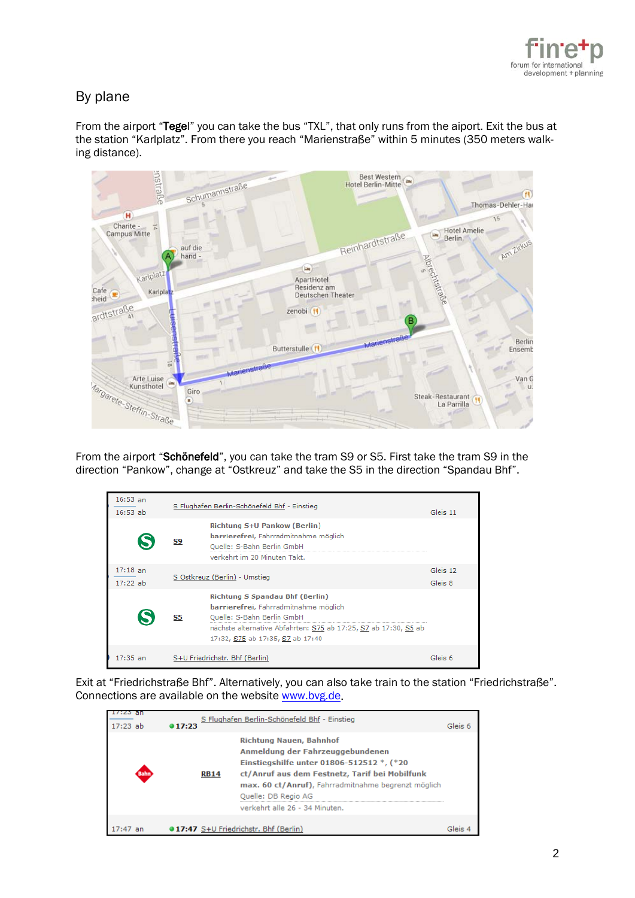## By plane

From the airport "**Tegel**" you can take the bus "TXL", that only runs from the aiport. Exit the bus at the station "Karlplatz". From there you reach "Marienstraße" within 5 minutes (350 meters walking distance).

From the airport "**Schönefeld**", you can take the tram S9 or S5. First take the tram S9 in the direction "Pankow", change at "Ostkreuz" and take the S5 in the direction "Spandau Bhf".

| | | | |
|---|---|---|---|
| 16:53 an<br>16:53 ab | | S Flughafen Berlin-Schönefeld Bhf - Einstieg | Gleis 11 |
| | S9 | **Richtung S+U Pankow (Berlin)**<br>**barrierefrei**, Fahrradmitnahme möglich<br>Quelle: S-Bahn Berlin GmbH<br>verkehrt im 20 Minuten Takt. | |
| 17:18 an<br>17:22 ab | | S Ostkreuz (Berlin) - Umstieg | Gleis 12<br>Gleis 8 |
| | S5 | **Richtung S Spandau Bhf (Berlin)**<br>**barrierefrei**, Fahrradmitnahme möglich<br>Quelle: S-Bahn Berlin GmbH<br>nächste alternative Abfahrten: S75 ab 17:25, S7 ab 17:30, S5 ab 17:32, S75 ab 17:35, S7 ab 17:40 | |
| 17:35 an | | S+U Friedrichstr. Bhf (Berlin) | Gleis 6 |

Exit at "Friedrichstraße Bhf". Alternatively, you can also take train to the station "Friedrichstraße". Connections are available on the website www.bvg.de.

| | | | |
|---|---|---|---|
| 17:23 an<br>17:23 ab | 17:23 | S Flughafen Berlin-Schönefeld Bhf - Einstieg | Gleis 6 |
| | RB14 | **Richtung Nauen, Bahnhof**<br>**Anmeldung der Fahrzeuggebundenen Einstiegshilfe unter 01806-512512 \*, (\*20 ct/Anruf aus dem Festnetz, Tarif bei Mobilfunk max. 60 ct/Anruf)**, Fahrradmitnahme begrenzt möglich<br>Quelle: DB Regio AG<br>verkehrt alle 26 - 34 Minuten. | |
| 17:47 an | 17:47 | S+U Friedrichstr. Bhf (Berlin) | Gleis 4 |